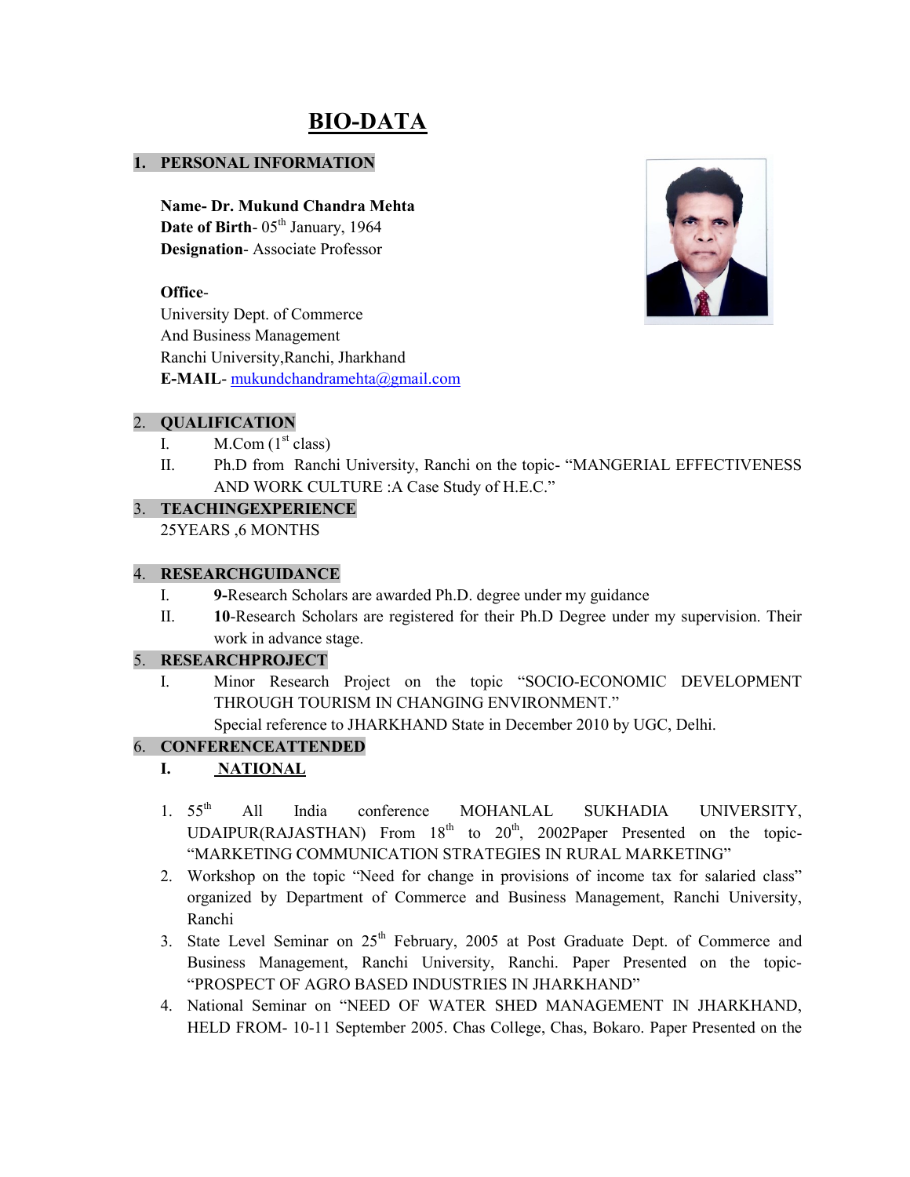# BIO-DATA

## 1. PERSONAL INFORMATION

**Name- Dr. Mukund Chandra Mehta**
**Date of Birth**- 05th January, 1964
**Designation**- Associate Professor

**Office**-
University Dept. of Commerce
And Business Management
Ranchi University,Ranchi, Jharkhand
**E-MAIL**- mukundchandramehta@gmail.com

## 2. QUALIFICATION

I. M.Com (1st class)

II. Ph.D from Ranchi University, Ranchi on the topic- "MANGERIAL EFFECTIVENESS AND WORK CULTURE :A Case Study of H.E.C."

## 3. TEACHINGEXPERIENCE

25YEARS ,6 MONTHS

## 4. RESEARCHGUIDANCE

I. **9-**Research Scholars are awarded Ph.D. degree under my guidance

II. **10**-Research Scholars are registered for their Ph.D Degree under my supervision. Their work in advance stage.

## 5. RESEARCHPROJECT

I. Minor Research Project on the topic "SOCIO-ECONOMIC DEVELOPMENT THROUGH TOURISM IN CHANGING ENVIRONMENT."
Special reference to JHARKHAND State in December 2010 by UGC, Delhi.

## 6. CONFERENCEATTENDED

### I. NATIONAL

1. 55th All India conference MOHANLAL SUKHADIA UNIVERSITY, UDAIPUR(RAJASTHAN) From 18th to 20th, 2002Paper Presented on the topic- "MARKETING COMMUNICATION STRATEGIES IN RURAL MARKETING"
2. Workshop on the topic "Need for change in provisions of income tax for salaried class" organized by Department of Commerce and Business Management, Ranchi University, Ranchi
3. State Level Seminar on 25th February, 2005 at Post Graduate Dept. of Commerce and Business Management, Ranchi University, Ranchi. Paper Presented on the topic- "PROSPECT OF AGRO BASED INDUSTRIES IN JHARKHAND"
4. National Seminar on "NEED OF WATER SHED MANAGEMENT IN JHARKHAND, HELD FROM- 10-11 September 2005. Chas College, Chas, Bokaro. Paper Presented on the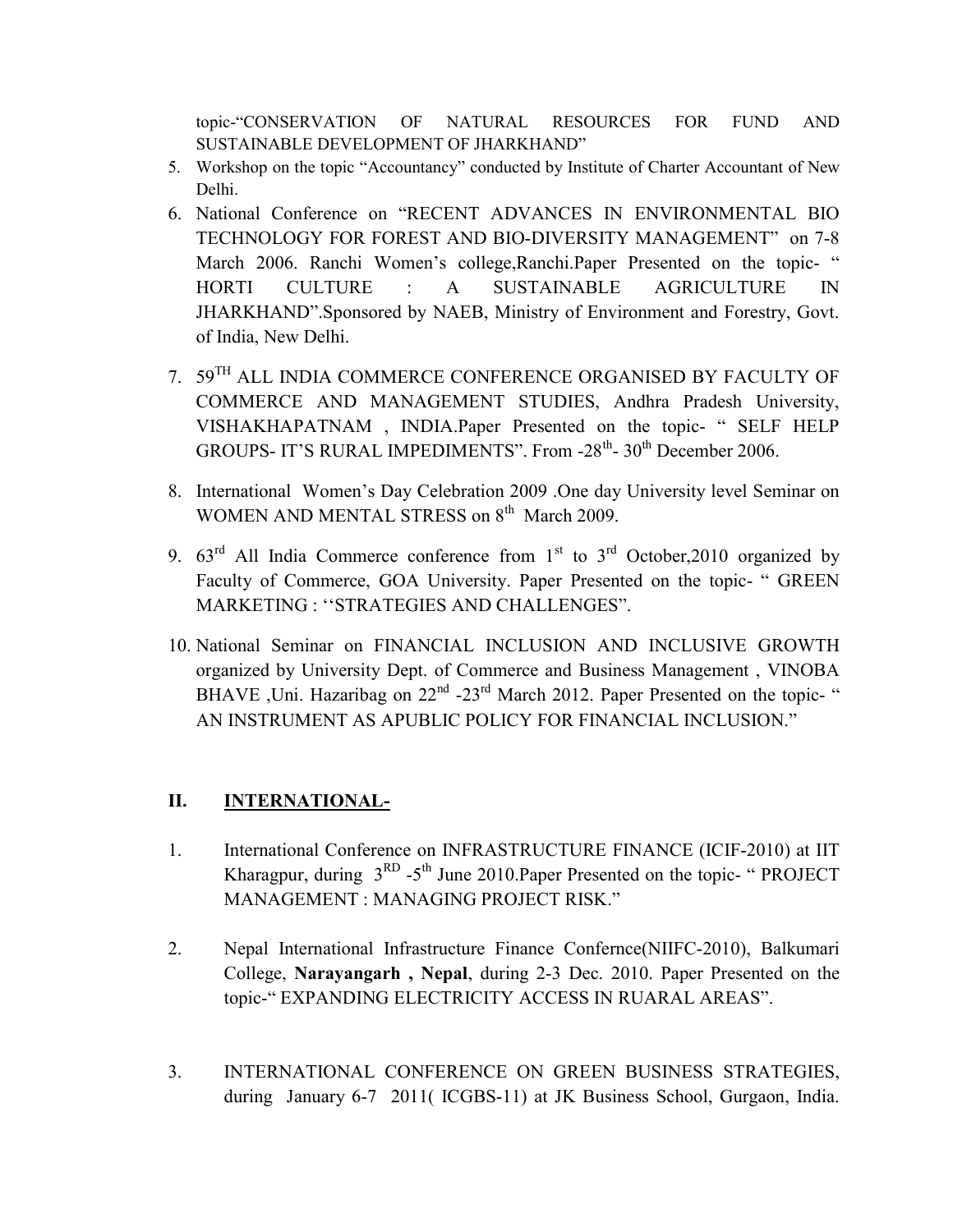topic-"CONSERVATION OF NATURAL RESOURCES FOR FUND AND SUSTAINABLE DEVELOPMENT OF JHARKHAND"

5. Workshop on the topic "Accountancy" conducted by Institute of Charter Accountant of New Delhi.
6. National Conference on "RECENT ADVANCES IN ENVIRONMENTAL BIO TECHNOLOGY FOR FOREST AND BIO-DIVERSITY MANAGEMENT" on 7-8 March 2006. Ranchi Women's college,Ranchi.Paper Presented on the topic- " HORTI CULTURE : A SUSTAINABLE AGRICULTURE IN JHARKHAND".Sponsored by NAEB, Ministry of Environment and Forestry, Govt. of India, New Delhi.
7. 59TH ALL INDIA COMMERCE CONFERENCE ORGANISED BY FACULTY OF COMMERCE AND MANAGEMENT STUDIES, Andhra Pradesh University, VISHAKHAPATNAM , INDIA.Paper Presented on the topic- " SELF HELP GROUPS- IT'S RURAL IMPEDIMENTS". From -28th- 30th December 2006.
8. International Women's Day Celebration 2009 .One day University level Seminar on WOMEN AND MENTAL STRESS on 8th March 2009.
9. 63rd All India Commerce conference from 1st to 3rd October,2010 organized by Faculty of Commerce, GOA University. Paper Presented on the topic- " GREEN MARKETING : ''STRATEGIES AND CHALLENGES".
10. National Seminar on FINANCIAL INCLUSION AND INCLUSIVE GROWTH organized by University Dept. of Commerce and Business Management , VINOBA BHAVE ,Uni. Hazaribag on 22nd -23rd March 2012. Paper Presented on the topic- " AN INSTRUMENT AS APUBLIC POLICY FOR FINANCIAL INCLUSION."

## II. INTERNATIONAL-

1. International Conference on INFRASTRUCTURE FINANCE (ICIF-2010) at IIT Kharagpur, during 3RD -5th June 2010.Paper Presented on the topic- " PROJECT MANAGEMENT : MANAGING PROJECT RISK."
2. Nepal International Infrastructure Finance Confernce(NIIFC-2010), Balkumari College, **Narayangarh , Nepal**, during 2-3 Dec. 2010. Paper Presented on the topic-" EXPANDING ELECTRICITY ACCESS IN RUARAL AREAS".
3. INTERNATIONAL CONFERENCE ON GREEN BUSINESS STRATEGIES, during January 6-7 2011( ICGBS-11) at JK Business School, Gurgaon, India.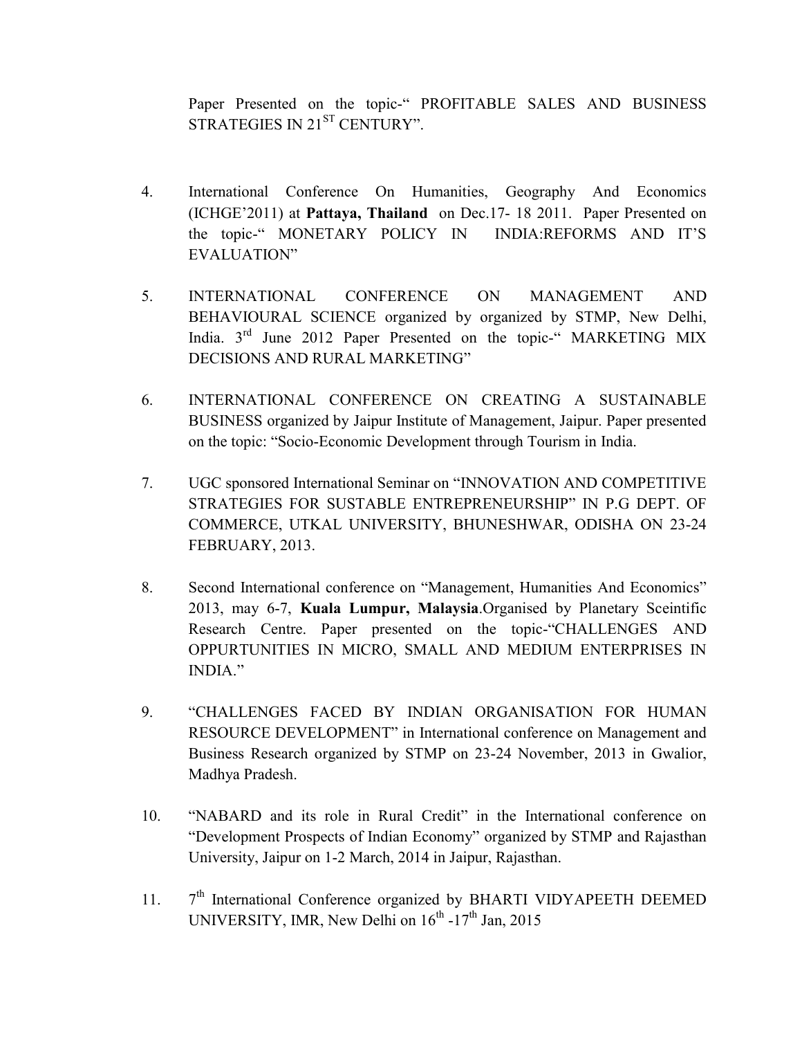Paper Presented on the topic-" PROFITABLE SALES AND BUSINESS STRATEGIES IN 21ST CENTURY".

4. International Conference On Humanities, Geography And Economics (ICHGE'2011) at **Pattaya, Thailand** on Dec.17- 18 2011. Paper Presented on the topic-" MONETARY POLICY IN INDIA:REFORMS AND IT'S EVALUATION"

5. INTERNATIONAL CONFERENCE ON MANAGEMENT AND BEHAVIOURAL SCIENCE organized by organized by STMP, New Delhi, India. 3rd June 2012 Paper Presented on the topic-" MARKETING MIX DECISIONS AND RURAL MARKETING"

6. INTERNATIONAL CONFERENCE ON CREATING A SUSTAINABLE BUSINESS organized by Jaipur Institute of Management, Jaipur. Paper presented on the topic: "Socio-Economic Development through Tourism in India.

7. UGC sponsored International Seminar on "INNOVATION AND COMPETITIVE STRATEGIES FOR SUSTABLE ENTREPRENEURSHIP" IN P.G DEPT. OF COMMERCE, UTKAL UNIVERSITY, BHUNESHWAR, ODISHA ON 23-24 FEBRUARY, 2013.

8. Second International conference on "Management, Humanities And Economics" 2013, may 6-7, **Kuala Lumpur, Malaysia**.Organised by Planetary Sceintific Research Centre. Paper presented on the topic-"CHALLENGES AND OPPURTUNITIES IN MICRO, SMALL AND MEDIUM ENTERPRISES IN INDIA."

9. "CHALLENGES FACED BY INDIAN ORGANISATION FOR HUMAN RESOURCE DEVELOPMENT" in International conference on Management and Business Research organized by STMP on 23-24 November, 2013 in Gwalior, Madhya Pradesh.

10. "NABARD and its role in Rural Credit" in the International conference on "Development Prospects of Indian Economy" organized by STMP and Rajasthan University, Jaipur on 1-2 March, 2014 in Jaipur, Rajasthan.

11. 7th International Conference organized by BHARTI VIDYAPEETH DEEMED UNIVERSITY, IMR, New Delhi on 16th -17th Jan, 2015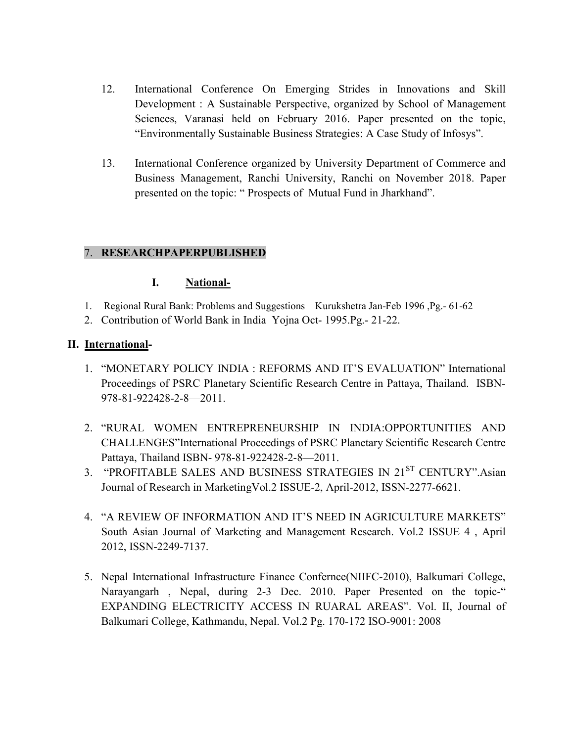12. International Conference On Emerging Strides in Innovations and Skill Development : A Sustainable Perspective, organized by School of Management Sciences, Varanasi held on February 2016. Paper presented on the topic, "Environmentally Sustainable Business Strategies: A Case Study of Infosys".

13. International Conference organized by University Department of Commerce and Business Management, Ranchi University, Ranchi on November 2018. Paper presented on the topic: " Prospects of Mutual Fund in Jharkhand".

## 7. RESEARCHPAPERPUBLISHED

### I. National-

1. Regional Rural Bank: Problems and Suggestions Kurukshetra Jan-Feb 1996 ,Pg.- 61-62
2. Contribution of World Bank in India Yojna Oct- 1995.Pg.- 21-22.

### II. International-

1. "MONETARY POLICY INDIA : REFORMS AND IT'S EVALUATION" International Proceedings of PSRC Planetary Scientific Research Centre in Pattaya, Thailand. ISBN-978-81-922428-2-8—2011.

2. "RURAL WOMEN ENTREPRENEURSHIP IN INDIA:OPPORTUNITIES AND CHALLENGES"International Proceedings of PSRC Planetary Scientific Research Centre Pattaya, Thailand ISBN- 978-81-922428-2-8—2011.

3. "PROFITABLE SALES AND BUSINESS STRATEGIES IN 21ST CENTURY".Asian Journal of Research in MarketingVol.2 ISSUE-2, April-2012, ISSN-2277-6621.

4. "A REVIEW OF INFORMATION AND IT'S NEED IN AGRICULTURE MARKETS" South Asian Journal of Marketing and Management Research. Vol.2 ISSUE 4 , April 2012, ISSN-2249-7137.

5. Nepal International Infrastructure Finance Confernce(NIIFC-2010), Balkumari College, Narayangarh , Nepal, during 2-3 Dec. 2010. Paper Presented on the topic-" EXPANDING ELECTRICITY ACCESS IN RUARAL AREAS". Vol. II, Journal of Balkumari College, Kathmandu, Nepal. Vol.2 Pg. 170-172 ISO-9001: 2008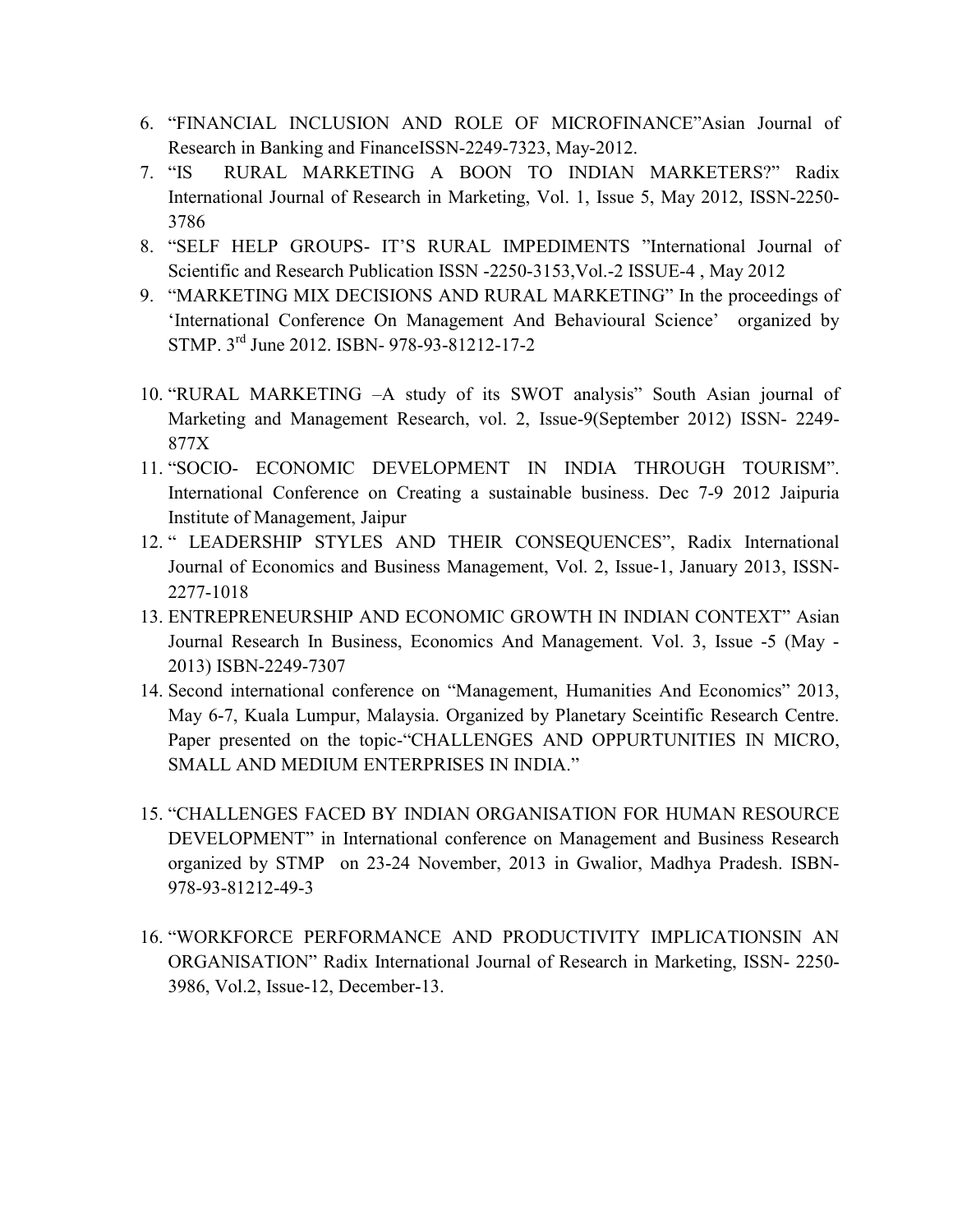6. "FINANCIAL INCLUSION AND ROLE OF MICROFINANCE"Asian Journal of Research in Banking and FinanceISSN-2249-7323, May-2012.
7. "IS RURAL MARKETING A BOON TO INDIAN MARKETERS?" Radix International Journal of Research in Marketing, Vol. 1, Issue 5, May 2012, ISSN-2250-3786
8. "SELF HELP GROUPS- IT'S RURAL IMPEDIMENTS "International Journal of Scientific and Research Publication ISSN -2250-3153,Vol.-2 ISSUE-4 , May 2012
9. "MARKETING MIX DECISIONS AND RURAL MARKETING" In the proceedings of 'International Conference On Management And Behavioural Science' organized by STMP. 3rd June 2012. ISBN- 978-93-81212-17-2
10. "RURAL MARKETING –A study of its SWOT analysis" South Asian journal of Marketing and Management Research, vol. 2, Issue-9(September 2012) ISSN- 2249-877X
11. "SOCIO- ECONOMIC DEVELOPMENT IN INDIA THROUGH TOURISM". International Conference on Creating a sustainable business. Dec 7-9 2012 Jaipuria Institute of Management, Jaipur
12. " LEADERSHIP STYLES AND THEIR CONSEQUENCES", Radix International Journal of Economics and Business Management, Vol. 2, Issue-1, January 2013, ISSN-2277-1018
13. ENTREPRENEURSHIP AND ECONOMIC GROWTH IN INDIAN CONTEXT" Asian Journal Research In Business, Economics And Management. Vol. 3, Issue -5 (May -2013) ISBN-2249-7307
14. Second international conference on "Management, Humanities And Economics" 2013, May 6-7, Kuala Lumpur, Malaysia. Organized by Planetary Sceintific Research Centre. Paper presented on the topic-"CHALLENGES AND OPPURTUNITIES IN MICRO, SMALL AND MEDIUM ENTERPRISES IN INDIA."
15. "CHALLENGES FACED BY INDIAN ORGANISATION FOR HUMAN RESOURCE DEVELOPMENT" in International conference on Management and Business Research organized by STMP on 23-24 November, 2013 in Gwalior, Madhya Pradesh. ISBN-978-93-81212-49-3
16. "WORKFORCE PERFORMANCE AND PRODUCTIVITY IMPLICATIONSIN AN ORGANISATION" Radix International Journal of Research in Marketing, ISSN- 2250-3986, Vol.2, Issue-12, December-13.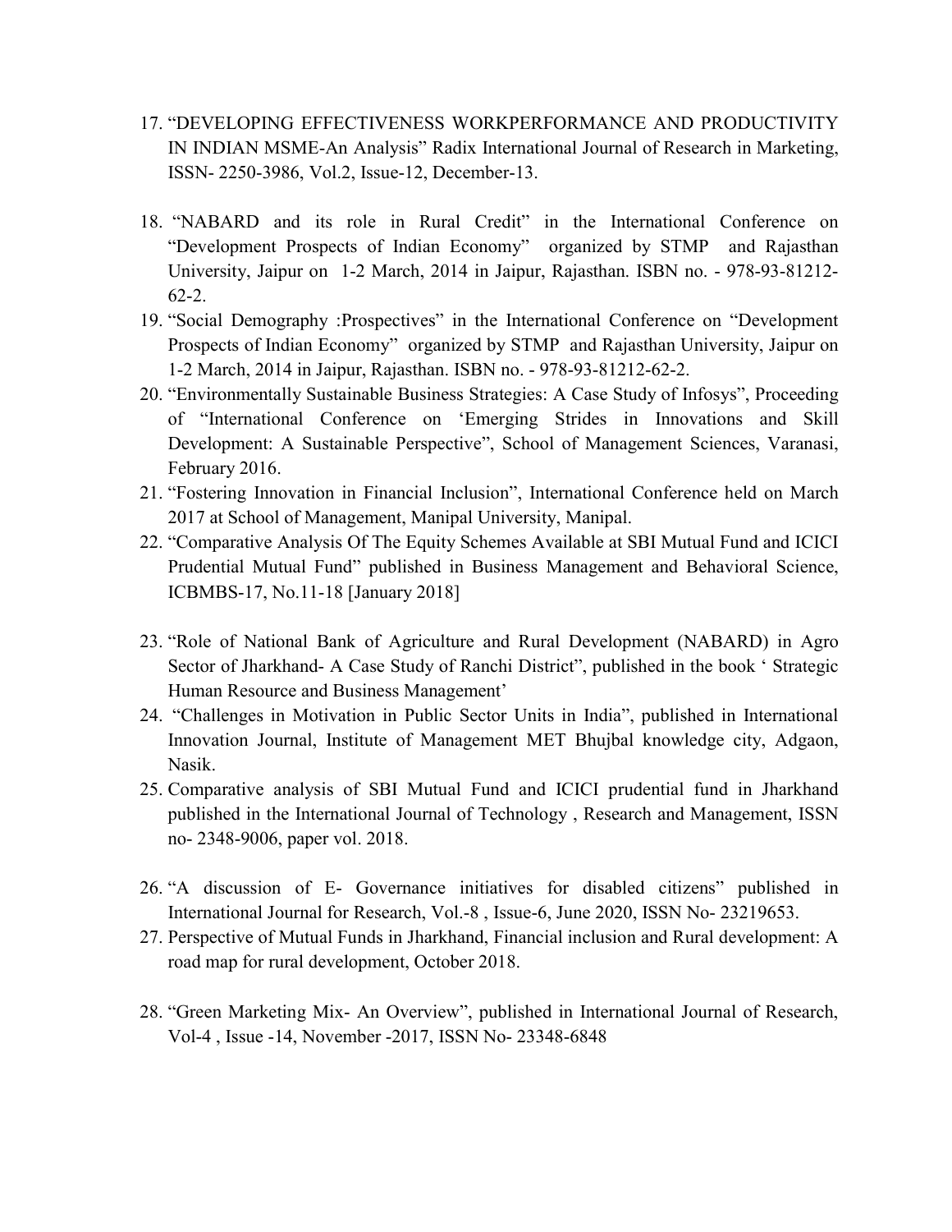17. "DEVELOPING EFFECTIVENESS WORKPERFORMANCE AND PRODUCTIVITY IN INDIAN MSME-An Analysis" Radix International Journal of Research in Marketing, ISSN- 2250-3986, Vol.2, Issue-12, December-13.

18. "NABARD and its role in Rural Credit" in the International Conference on "Development Prospects of Indian Economy" organized by STMP and Rajasthan University, Jaipur on 1-2 March, 2014 in Jaipur, Rajasthan. ISBN no. - 978-93-81212-62-2.
19. "Social Demography :Prospectives" in the International Conference on "Development Prospects of Indian Economy" organized by STMP and Rajasthan University, Jaipur on 1-2 March, 2014 in Jaipur, Rajasthan. ISBN no. - 978-93-81212-62-2.
20. "Environmentally Sustainable Business Strategies: A Case Study of Infosys", Proceeding of "International Conference on 'Emerging Strides in Innovations and Skill Development: A Sustainable Perspective", School of Management Sciences, Varanasi, February 2016.
21. "Fostering Innovation in Financial Inclusion", International Conference held on March 2017 at School of Management, Manipal University, Manipal.
22. "Comparative Analysis Of The Equity Schemes Available at SBI Mutual Fund and ICICI Prudential Mutual Fund" published in Business Management and Behavioral Science, ICBMBS-17, No.11-18 [January 2018]

23. "Role of National Bank of Agriculture and Rural Development (NABARD) in Agro Sector of Jharkhand- A Case Study of Ranchi District", published in the book ' Strategic Human Resource and Business Management'
24. "Challenges in Motivation in Public Sector Units in India", published in International Innovation Journal, Institute of Management MET Bhujbal knowledge city, Adgaon, Nasik.
25. Comparative analysis of SBI Mutual Fund and ICICI prudential fund in Jharkhand published in the International Journal of Technology , Research and Management, ISSN no- 2348-9006, paper vol. 2018.

26. "A discussion of E- Governance initiatives for disabled citizens" published in International Journal for Research, Vol.-8 , Issue-6, June 2020, ISSN No- 23219653.
27. Perspective of Mutual Funds in Jharkhand, Financial inclusion and Rural development: A road map for rural development, October 2018.

28. "Green Marketing Mix- An Overview", published in International Journal of Research, Vol-4 , Issue -14, November -2017, ISSN No- 23348-6848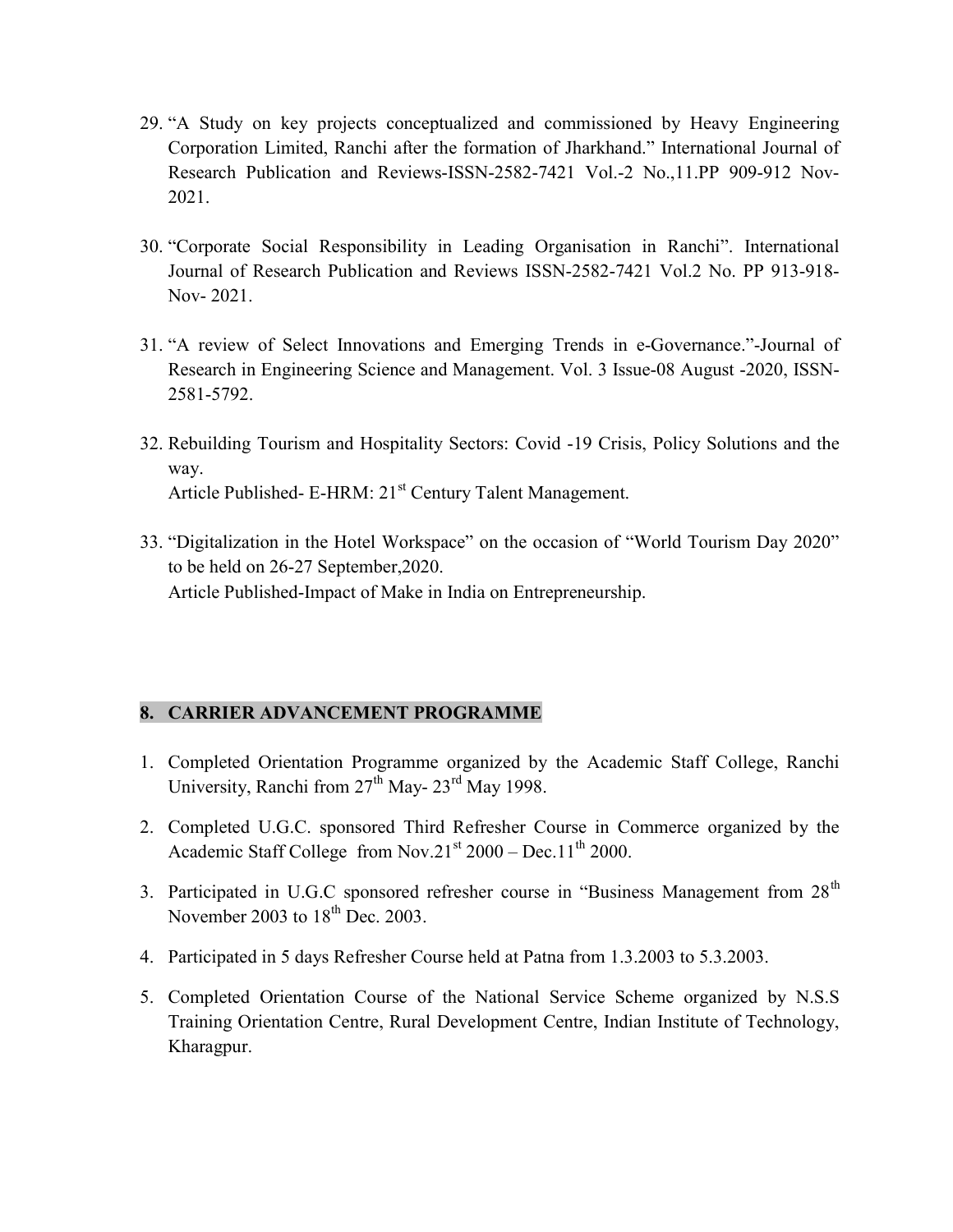29. "A Study on key projects conceptualized and commissioned by Heavy Engineering Corporation Limited, Ranchi after the formation of Jharkhand." International Journal of Research Publication and Reviews-ISSN-2582-7421 Vol.-2 No.,11.PP 909-912 Nov-2021.

30. "Corporate Social Responsibility in Leading Organisation in Ranchi". International Journal of Research Publication and Reviews ISSN-2582-7421 Vol.2 No. PP 913-918-Nov- 2021.

31. "A review of Select Innovations and Emerging Trends in e-Governance."-Journal of Research in Engineering Science and Management. Vol. 3 Issue-08 August -2020, ISSN-2581-5792.

32. Rebuilding Tourism and Hospitality Sectors: Covid -19 Crisis, Policy Solutions and the way.
    Article Published- E-HRM: 21st Century Talent Management.

33. "Digitalization in the Hotel Workspace" on the occasion of "World Tourism Day 2020" to be held on 26-27 September,2020.
    Article Published-Impact of Make in India on Entrepreneurship.

## 8. CARRIER ADVANCEMENT PROGRAMME

1. Completed Orientation Programme organized by the Academic Staff College, Ranchi University, Ranchi from 27th May- 23rd May 1998.

2. Completed U.G.C. sponsored Third Refresher Course in Commerce organized by the Academic Staff College from Nov.21st 2000 – Dec.11th 2000.

3. Participated in U.G.C sponsored refresher course in "Business Management from 28th November 2003 to 18th Dec. 2003.

4. Participated in 5 days Refresher Course held at Patna from 1.3.2003 to 5.3.2003.

5. Completed Orientation Course of the National Service Scheme organized by N.S.S Training Orientation Centre, Rural Development Centre, Indian Institute of Technology, Kharagpur.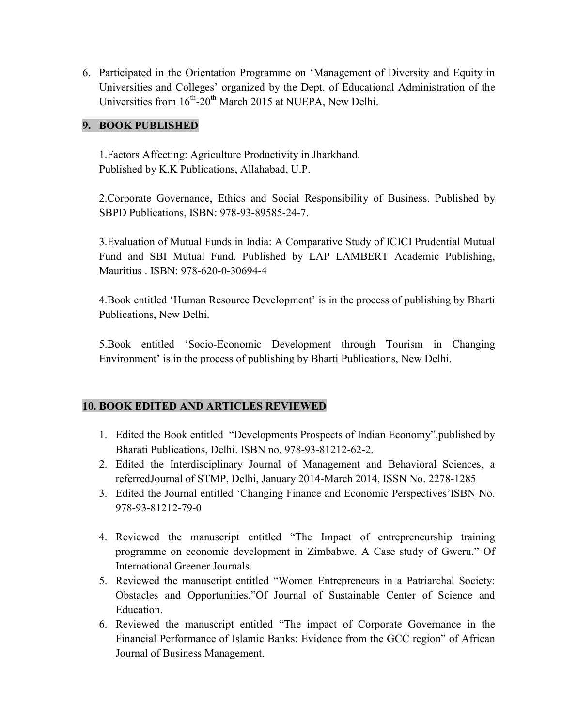6. Participated in the Orientation Programme on 'Management of Diversity and Equity in Universities and Colleges' organized by the Dept. of Educational Administration of the Universities from 16th-20th March 2015 at NUEPA, New Delhi.

## 9. BOOK PUBLISHED

1.Factors Affecting: Agriculture Productivity in Jharkhand. Published by K.K Publications, Allahabad, U.P.

2.Corporate Governance, Ethics and Social Responsibility of Business. Published by SBPD Publications, ISBN: 978-93-89585-24-7.

3.Evaluation of Mutual Funds in India: A Comparative Study of ICICI Prudential Mutual Fund and SBI Mutual Fund. Published by LAP LAMBERT Academic Publishing, Mauritius . ISBN: 978-620-0-30694-4

4.Book entitled 'Human Resource Development' is in the process of publishing by Bharti Publications, New Delhi.

5.Book entitled 'Socio-Economic Development through Tourism in Changing Environment' is in the process of publishing by Bharti Publications, New Delhi.

## 10. BOOK EDITED AND ARTICLES REVIEWED

1. Edited the Book entitled "Developments Prospects of Indian Economy",published by Bharati Publications, Delhi. ISBN no. 978-93-81212-62-2.
2. Edited the Interdisciplinary Journal of Management and Behavioral Sciences, a referredJournal of STMP, Delhi, January 2014-March 2014, ISSN No. 2278-1285
3. Edited the Journal entitled 'Changing Finance and Economic Perspectives'ISBN No. 978-93-81212-79-0
4. Reviewed the manuscript entitled "The Impact of entrepreneurship training programme on economic development in Zimbabwe. A Case study of Gweru." Of International Greener Journals.
5. Reviewed the manuscript entitled "Women Entrepreneurs in a Patriarchal Society: Obstacles and Opportunities."Of Journal of Sustainable Center of Science and Education.
6. Reviewed the manuscript entitled "The impact of Corporate Governance in the Financial Performance of Islamic Banks: Evidence from the GCC region" of African Journal of Business Management.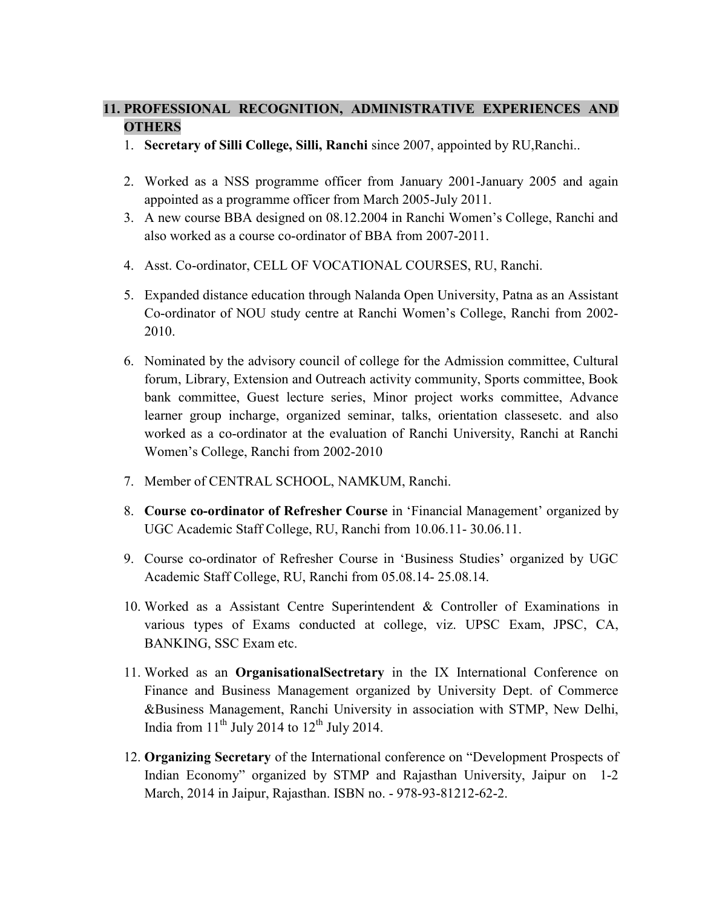## 11. PROFESSIONAL RECOGNITION, ADMINISTRATIVE EXPERIENCES AND OTHERS

1. **Secretary of Silli College, Silli, Ranchi** since 2007, appointed by RU,Ranchi..

2. Worked as a NSS programme officer from January 2001-January 2005 and again appointed as a programme officer from March 2005-July 2011.
3. A new course BBA designed on 08.12.2004 in Ranchi Women's College, Ranchi and also worked as a course co-ordinator of BBA from 2007-2011.

4. Asst. Co-ordinator, CELL OF VOCATIONAL COURSES, RU, Ranchi.

5. Expanded distance education through Nalanda Open University, Patna as an Assistant Co-ordinator of NOU study centre at Ranchi Women's College, Ranchi from 2002-2010.

6. Nominated by the advisory council of college for the Admission committee, Cultural forum, Library, Extension and Outreach activity community, Sports committee, Book bank committee, Guest lecture series, Minor project works committee, Advance learner group incharge, organized seminar, talks, orientation classesetc. and also worked as a co-ordinator at the evaluation of Ranchi University, Ranchi at Ranchi Women's College, Ranchi from 2002-2010

7. Member of CENTRAL SCHOOL, NAMKUM, Ranchi.

8. **Course co-ordinator of Refresher Course** in 'Financial Management' organized by UGC Academic Staff College, RU, Ranchi from 10.06.11- 30.06.11.

9. Course co-ordinator of Refresher Course in 'Business Studies' organized by UGC Academic Staff College, RU, Ranchi from 05.08.14- 25.08.14.

10. Worked as a Assistant Centre Superintendent & Controller of Examinations in various types of Exams conducted at college, viz. UPSC Exam, JPSC, CA, BANKING, SSC Exam etc.

11. Worked as an **OrganisationalSectretary** in the IX International Conference on Finance and Business Management organized by University Dept. of Commerce &Business Management, Ranchi University in association with STMP, New Delhi, India from 11th July 2014 to 12th July 2014.

12. **Organizing Secretary** of the International conference on "Development Prospects of Indian Economy" organized by STMP and Rajasthan University, Jaipur on 1-2 March, 2014 in Jaipur, Rajasthan. ISBN no. - 978-93-81212-62-2.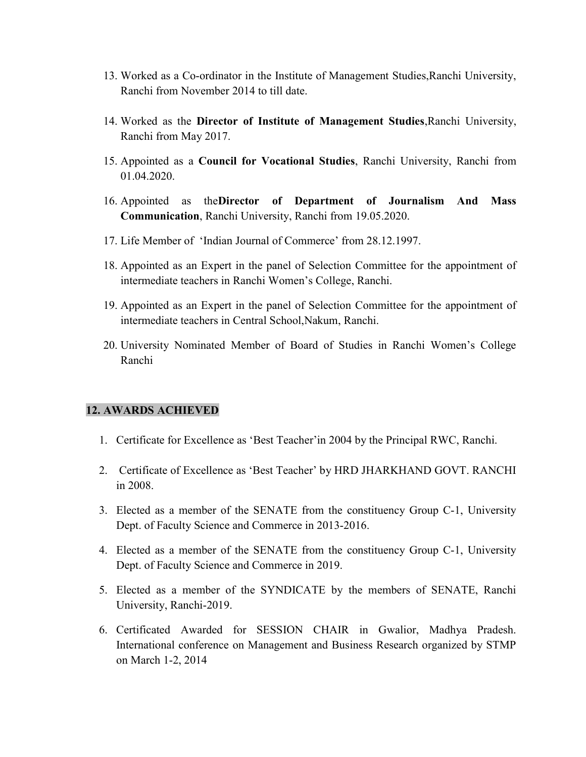13. Worked as a Co-ordinator in the Institute of Management Studies,Ranchi University, Ranchi from November 2014 to till date.

14. Worked as the **Director of Institute of Management Studies**,Ranchi University, Ranchi from May 2017.

15. Appointed as a **Council for Vocational Studies**, Ranchi University, Ranchi from 01.04.2020.

16. Appointed as the**Director of Department of Journalism And Mass Communication**, Ranchi University, Ranchi from 19.05.2020.

17. Life Member of 'Indian Journal of Commerce' from 28.12.1997.

18. Appointed as an Expert in the panel of Selection Committee for the appointment of intermediate teachers in Ranchi Women's College, Ranchi.

19. Appointed as an Expert in the panel of Selection Committee for the appointment of intermediate teachers in Central School,Nakum, Ranchi.

20. University Nominated Member of Board of Studies in Ranchi Women's College Ranchi

## 12. AWARDS ACHIEVED

1. Certificate for Excellence as 'Best Teacher'in 2004 by the Principal RWC, Ranchi.

2. Certificate of Excellence as 'Best Teacher' by HRD JHARKHAND GOVT. RANCHI in 2008.

3. Elected as a member of the SENATE from the constituency Group C-1, University Dept. of Faculty Science and Commerce in 2013-2016.

4. Elected as a member of the SENATE from the constituency Group C-1, University Dept. of Faculty Science and Commerce in 2019.

5. Elected as a member of the SYNDICATE by the members of SENATE, Ranchi University, Ranchi-2019.

6. Certificated Awarded for SESSION CHAIR in Gwalior, Madhya Pradesh. International conference on Management and Business Research organized by STMP on March 1-2, 2014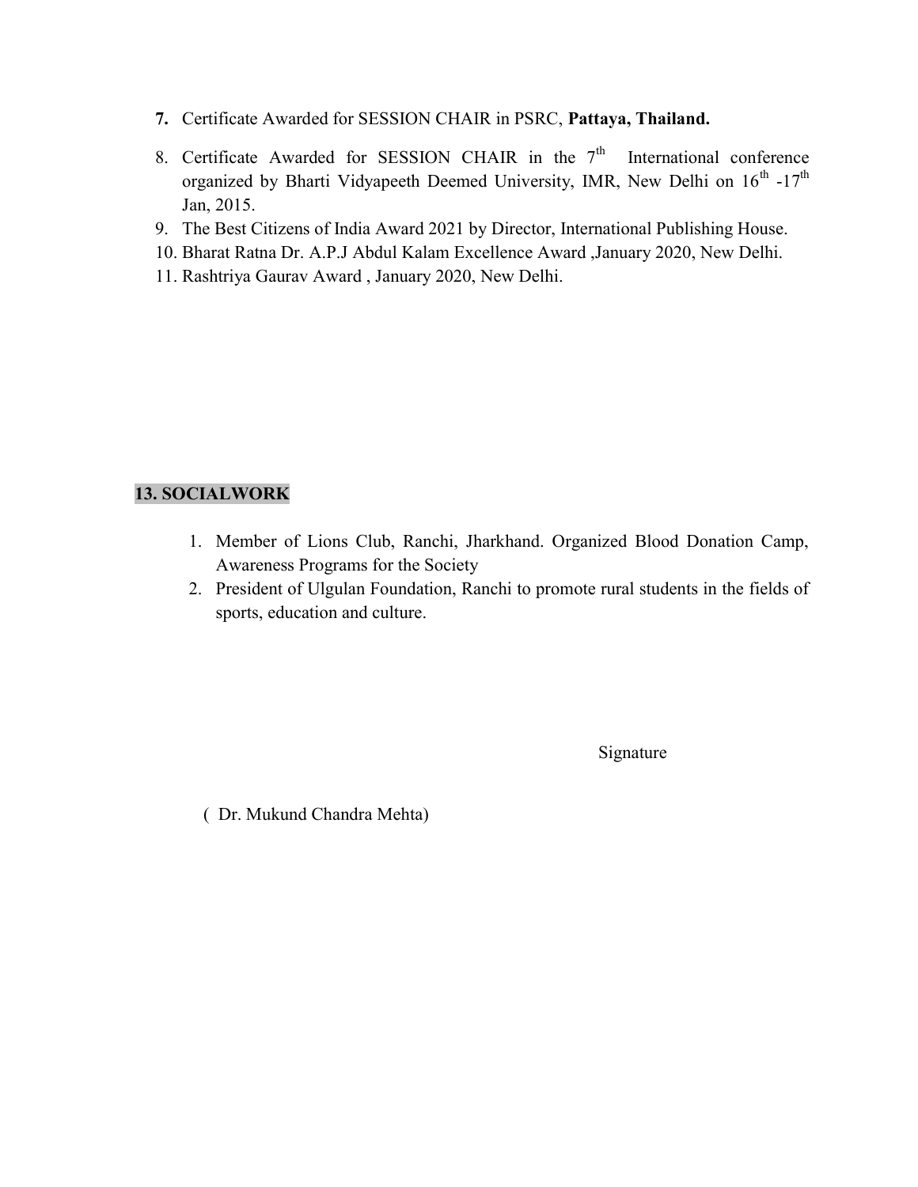7. Certificate Awarded for SESSION CHAIR in PSRC, **Pattaya, Thailand.**
8. Certificate Awarded for SESSION CHAIR in the 7th International conference organized by Bharti Vidyapeeth Deemed University, IMR, New Delhi on 16th -17th Jan, 2015.
9. The Best Citizens of India Award 2021 by Director, International Publishing House.
10. Bharat Ratna Dr. A.P.J Abdul Kalam Excellence Award ,January 2020, New Delhi.
11. Rashtriya Gaurav Award , January 2020, New Delhi.

## 13. SOCIALWORK

1. Member of Lions Club, Ranchi, Jharkhand. Organized Blood Donation Camp, Awareness Programs for the Society
2. President of Ulgulan Foundation, Ranchi to promote rural students in the fields of sports, education and culture.

Signature

( Dr. Mukund Chandra Mehta)